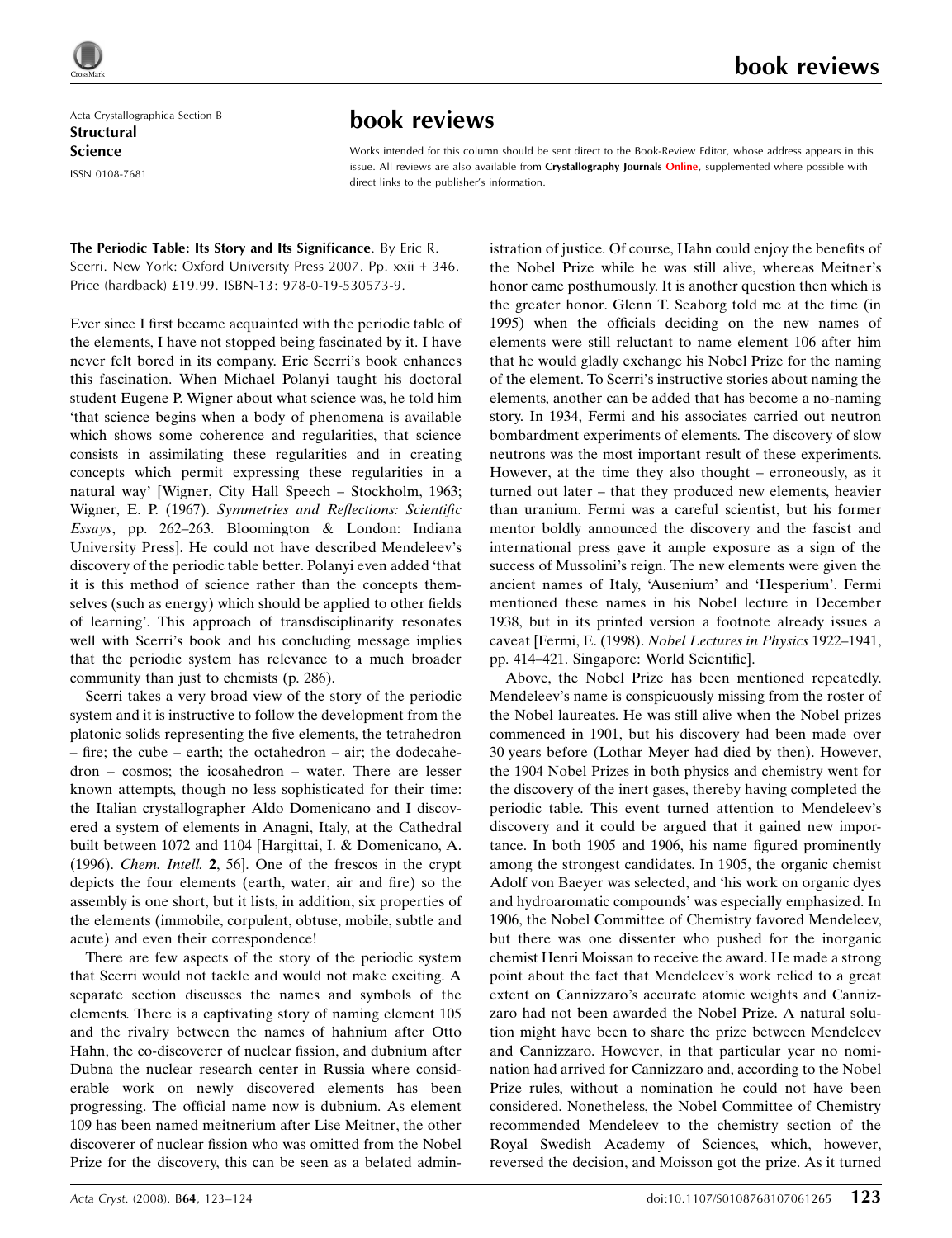Acta Crystallographica Section B
**Structural Science**
ISSN 0108-7681

# book reviews

Works intended for this column should be sent direct to the Book-Review Editor, whose address appears in this issue. All reviews are also available from **Crystallography Journals Online**, supplemented where possible with direct links to the publisher's information.

**The Periodic Table: Its Story and Its Significance**. By Eric R. Scerri. New York: Oxford University Press 2007. Pp. xxii + 346. Price (hardback) £19.99. ISBN-13: 978-0-19-530573-9.

Ever since I first became acquainted with the periodic table of the elements, I have not stopped being fascinated by it. I have never felt bored in its company. Eric Scerri's book enhances this fascination. When Michael Polanyi taught his doctoral student Eugene P. Wigner about what science was, he told him 'that science begins when a body of phenomena is available which shows some coherence and regularities, that science consists in assimilating these regularities and in creating concepts which permit expressing these regularities in a natural way' [Wigner, City Hall Speech – Stockholm, 1963; Wigner, E. P. (1967). *Symmetries and Reflections: Scientific Essays*, pp. 262–263. Bloomington & London: Indiana University Press]. He could not have described Mendeleev's discovery of the periodic table better. Polanyi even added 'that it is this method of science rather than the concepts themselves (such as energy) which should be applied to other fields of learning'. This approach of transdisciplinarity resonates well with Scerri's book and his concluding message implies that the periodic system has relevance to a much broader community than just to chemists (p. 286).

Scerri takes a very broad view of the story of the periodic system and it is instructive to follow the development from the platonic solids representing the five elements, the tetrahedron – fire; the cube – earth; the octahedron – air; the dodecahedron – cosmos; the icosahedron – water. There are lesser known attempts, though no less sophisticated for their time: the Italian crystallographer Aldo Domenicano and I discovered a system of elements in Anagni, Italy, at the Cathedral built between 1072 and 1104 [Hargittai, I. & Domenicano, A. (1996). *Chem. Intell.* **2**, 56]. One of the frescos in the crypt depicts the four elements (earth, water, air and fire) so the assembly is one short, but it lists, in addition, six properties of the elements (immobile, corpulent, obtuse, mobile, subtle and acute) and even their correspondence!

There are few aspects of the story of the periodic system that Scerri would not tackle and would not make exciting. A separate section discusses the names and symbols of the elements. There is a captivating story of naming element 105 and the rivalry between the names of hahnium after Otto Hahn, the co-discoverer of nuclear fission, and dubnium after Dubna the nuclear research center in Russia where considerable work on newly discovered elements has been progressing. The official name now is dubnium. As element 109 has been named meitnerium after Lise Meitner, the other discoverer of nuclear fission who was omitted from the Nobel Prize for the discovery, this can be seen as a belated administration of justice. Of course, Hahn could enjoy the benefits of the Nobel Prize while he was still alive, whereas Meitner's honor came posthumously. It is another question then which is the greater honor. Glenn T. Seaborg told me at the time (in 1995) when the officials deciding on the new names of elements were still reluctant to name element 106 after him that he would gladly exchange his Nobel Prize for the naming of the element. To Scerri's instructive stories about naming the elements, another can be added that has become a no-naming story. In 1934, Fermi and his associates carried out neutron bombardment experiments of elements. The discovery of slow neutrons was the most important result of these experiments. However, at the time they also thought – erroneously, as it turned out later – that they produced new elements, heavier than uranium. Fermi was a careful scientist, but his former mentor boldly announced the discovery and the fascist and international press gave it ample exposure as a sign of the success of Mussolini's reign. The new elements were given the ancient names of Italy, 'Ausenium' and 'Hesperium'. Fermi mentioned these names in his Nobel lecture in December 1938, but in its printed version a footnote already issues a caveat [Fermi, E. (1998). *Nobel Lectures in Physics* 1922–1941, pp. 414–421. Singapore: World Scientific].

Above, the Nobel Prize has been mentioned repeatedly. Mendeleev's name is conspicuously missing from the roster of the Nobel laureates. He was still alive when the Nobel prizes commenced in 1901, but his discovery had been made over 30 years before (Lothar Meyer had died by then). However, the 1904 Nobel Prizes in both physics and chemistry went for the discovery of the inert gases, thereby having completed the periodic table. This event turned attention to Mendeleev's discovery and it could be argued that it gained new importance. In both 1905 and 1906, his name figured prominently among the strongest candidates. In 1905, the organic chemist Adolf von Baeyer was selected, and 'his work on organic dyes and hydroaromatic compounds' was especially emphasized. In 1906, the Nobel Committee of Chemistry favored Mendeleev, but there was one dissenter who pushed for the inorganic chemist Henri Moissan to receive the award. He made a strong point about the fact that Mendeleev's work relied to a great extent on Cannizzaro's accurate atomic weights and Cannizzaro had not been awarded the Nobel Prize. A natural solution might have been to share the prize between Mendeleev and Cannizzaro. However, in that particular year no nomination had arrived for Cannizzaro and, according to the Nobel Prize rules, without a nomination he could not have been considered. Nonetheless, the Nobel Committee of Chemistry recommended Mendeleev to the chemistry section of the Royal Swedish Academy of Sciences, which, however, reversed the decision, and Moisson got the prize. As it turned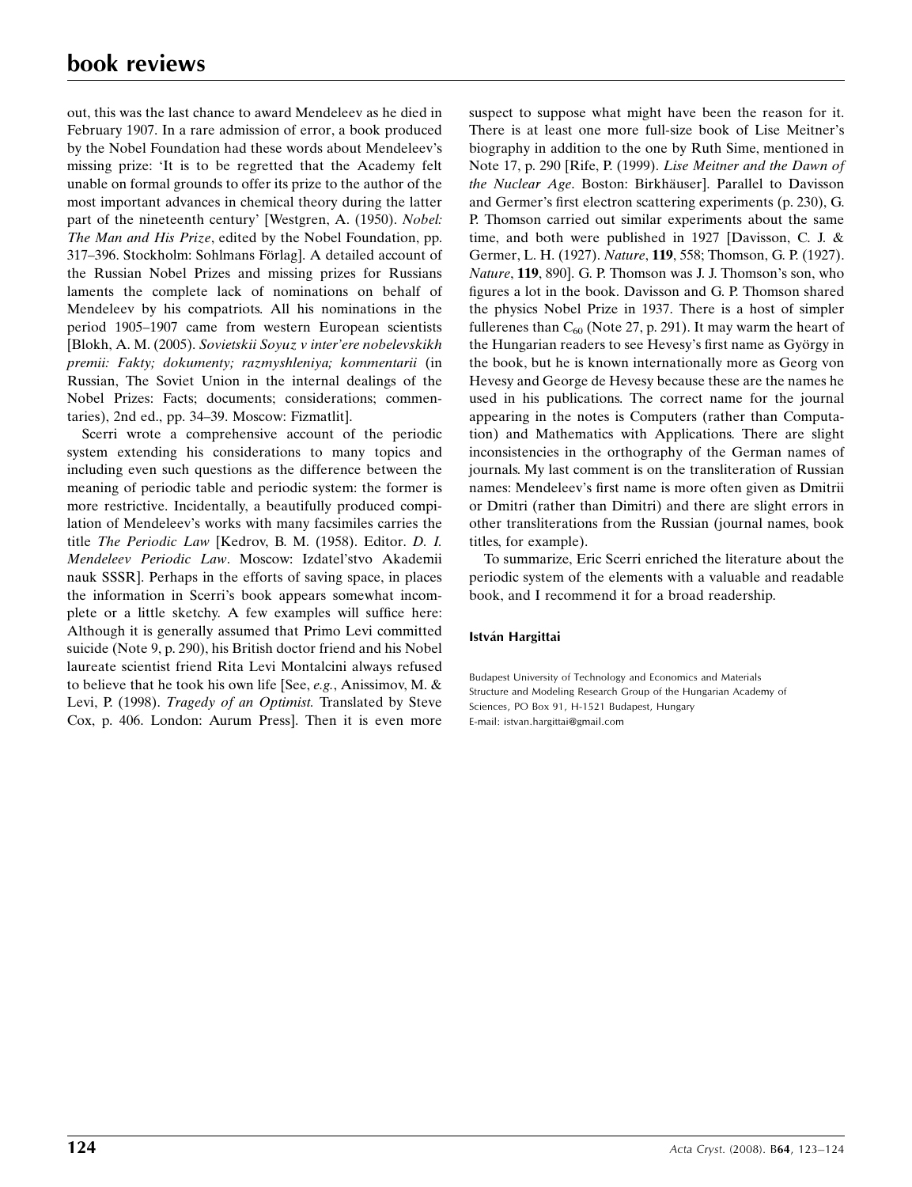out, this was the last chance to award Mendeleev as he died in February 1907. In a rare admission of error, a book produced by the Nobel Foundation had these words about Mendeleev's missing prize: 'It is to be regretted that the Academy felt unable on formal grounds to offer its prize to the author of the most important advances in chemical theory during the latter part of the nineteenth century' [Westgren, A. (1950). *Nobel: The Man and His Prize*, edited by the Nobel Foundation, pp. 317–396. Stockholm: Sohlmans Förlag]. A detailed account of the Russian Nobel Prizes and missing prizes for Russians laments the complete lack of nominations on behalf of Mendeleev by his compatriots. All his nominations in the period 1905–1907 came from western European scientists [Blokh, A. M. (2005). *Sovietskii Soyuz v inter'ere nobelevskikh premii: Fakty; dokumenty; razmyshleniya; kommentarii* (in Russian, The Soviet Union in the internal dealings of the Nobel Prizes: Facts; documents; considerations; commentaries), 2nd ed., pp. 34–39. Moscow: Fizmatlit].

Scerri wrote a comprehensive account of the periodic system extending his considerations to many topics and including even such questions as the difference between the meaning of periodic table and periodic system: the former is more restrictive. Incidentally, a beautifully produced compilation of Mendeleev's works with many facsimiles carries the title *The Periodic Law* [Kedrov, B. M. (1958). Editor. *D. I. Mendeleev Periodic Law*. Moscow: Izdatel'stvo Akademii nauk SSSR]. Perhaps in the efforts of saving space, in places the information in Scerri's book appears somewhat incomplete or a little sketchy. A few examples will suffice here: Although it is generally assumed that Primo Levi committed suicide (Note 9, p. 290), his British doctor friend and his Nobel laureate scientist friend Rita Levi Montalcini always refused to believe that he took his own life [See, *e.g.*, Anissimov, M. & Levi, P. (1998). *Tragedy of an Optimist.* Translated by Steve Cox, p. 406. London: Aurum Press]. Then it is even more suspect to suppose what might have been the reason for it. There is at least one more full-size book of Lise Meitner's biography in addition to the one by Ruth Sime, mentioned in Note 17, p. 290 [Rife, P. (1999). *Lise Meitner and the Dawn of the Nuclear Age*. Boston: Birkhäuser]. Parallel to Davisson and Germer's first electron scattering experiments (p. 230), G. P. Thomson carried out similar experiments about the same time, and both were published in 1927 [Davisson, C. J. & Germer, L. H. (1927). *Nature*, **119**, 558; Thomson, G. P. (1927). *Nature*, **119**, 890]. G. P. Thomson was J. J. Thomson's son, who figures a lot in the book. Davisson and G. P. Thomson shared the physics Nobel Prize in 1937. There is a host of simpler fullerenes than $C_{60}$ (Note 27, p. 291). It may warm the heart of the Hungarian readers to see Hevesy's first name as György in the book, but he is known internationally more as Georg von Hevesy and George de Hevesy because these are the names he used in his publications. The correct name for the journal appearing in the notes is Computers (rather than Computation) and Mathematics with Applications. There are slight inconsistencies in the orthography of the German names of journals. My last comment is on the transliteration of Russian names: Mendeleev's first name is more often given as Dmitrii or Dmitri (rather than Dimitri) and there are slight errors in other transliterations from the Russian (journal names, book titles, for example).

To summarize, Eric Scerri enriched the literature about the periodic system of the elements with a valuable and readable book, and I recommend it for a broad readership.

**István Hargittai**

Budapest University of Technology and Economics and Materials Structure and Modeling Research Group of the Hungarian Academy of Sciences, PO Box 91, H-1521 Budapest, Hungary
E-mail: istvan.hargittai@gmail.com